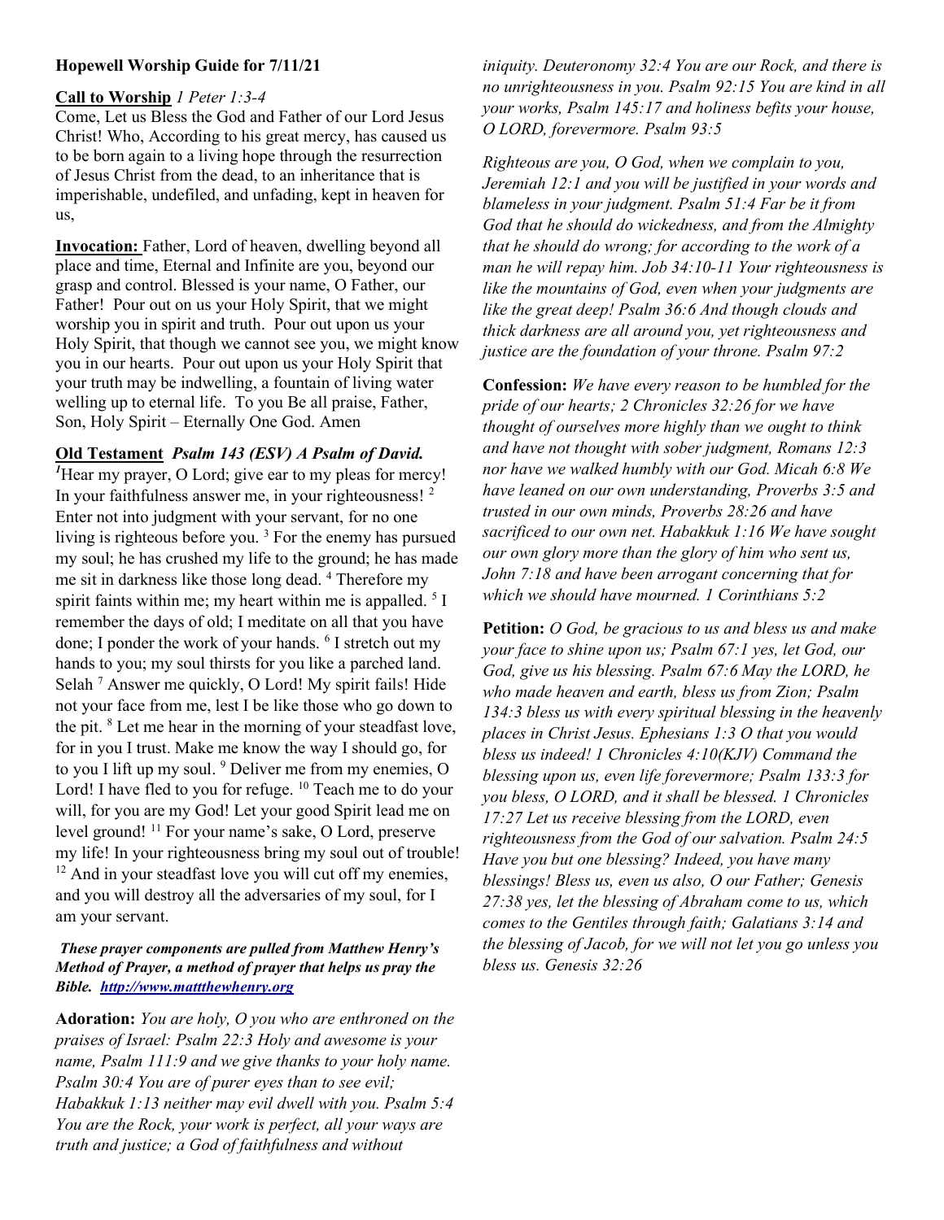**Hopewell Worship Guide for 7/11/21**

**Call to Worship** *1 Peter 1:3-4*
Come, Let us Bless the God and Father of our Lord Jesus Christ! Who, According to his great mercy, has caused us to be born again to a living hope through the resurrection of Jesus Christ from the dead, to an inheritance that is imperishable, undefiled, and unfading, kept in heaven for us,

**Invocation:** Father, Lord of heaven, dwelling beyond all place and time, Eternal and Infinite are you, beyond our grasp and control. Blessed is your name, O Father, our Father! Pour out on us your Holy Spirit, that we might worship you in spirit and truth. Pour out upon us your Holy Spirit, that though we cannot see you, we might know you in our hearts. Pour out upon us your Holy Spirit that your truth may be indwelling, a fountain of living water welling up to eternal life. To you Be all praise, Father, Son, Holy Spirit – Eternally One God. Amen

**Old Testament** ***Psalm 143 (ESV) A Psalm of David.***
[1]Hear my prayer, O Lord; give ear to my pleas for mercy! In your faithfulness answer me, in your righteousness! [2] Enter not into judgment with your servant, for no one living is righteous before you. [3] For the enemy has pursued my soul; he has crushed my life to the ground; he has made me sit in darkness like those long dead. [4] Therefore my spirit faints within me; my heart within me is appalled. [5] I remember the days of old; I meditate on all that you have done; I ponder the work of your hands. [6] I stretch out my hands to you; my soul thirsts for you like a parched land. Selah [7] Answer me quickly, O Lord! My spirit fails! Hide not your face from me, lest I be like those who go down to the pit. [8] Let me hear in the morning of your steadfast love, for in you I trust. Make me know the way I should go, for to you I lift up my soul. [9] Deliver me from my enemies, O Lord! I have fled to you for refuge. [10] Teach me to do your will, for you are my God! Let your good Spirit lead me on level ground! [11] For your name's sake, O Lord, preserve my life! In your righteousness bring my soul out of trouble! [12] And in your steadfast love you will cut off my enemies, and you will destroy all the adversaries of my soul, for I am your servant.

***These prayer components are pulled from Matthew Henry's Method of Prayer, a method of prayer that helps us pray the Bible. [http://www.mattthewhenry.org](http://www.mattthewhenry.org)***

**Adoration:** *You are holy, O you who are enthroned on the praises of Israel: Psalm 22:3 Holy and awesome is your name, Psalm 111:9 and we give thanks to your holy name. Psalm 30:4 You are of purer eyes than to see evil; Habakkuk 1:13 neither may evil dwell with you. Psalm 5:4 You are the Rock, your work is perfect, all your ways are truth and justice; a God of faithfulness and without iniquity. Deuteronomy 32:4 You are our Rock, and there is no unrighteousness in you. Psalm 92:15 You are kind in all your works, Psalm 145:17 and holiness befits your house, O LORD, forevermore. Psalm 93:5*

*Righteous are you, O God, when we complain to you, Jeremiah 12:1 and you will be justified in your words and blameless in your judgment. Psalm 51:4 Far be it from God that he should do wickedness, and from the Almighty that he should do wrong; for according to the work of a man he will repay him. Job 34:10-11 Your righteousness is like the mountains of God, even when your judgments are like the great deep! Psalm 36:6 And though clouds and thick darkness are all around you, yet righteousness and justice are the foundation of your throne. Psalm 97:2*

**Confession:** *We have every reason to be humbled for the pride of our hearts; 2 Chronicles 32:26 for we have thought of ourselves more highly than we ought to think and have not thought with sober judgment, Romans 12:3 nor have we walked humbly with our God. Micah 6:8 We have leaned on our own understanding, Proverbs 3:5 and trusted in our own minds, Proverbs 28:26 and have sacrificed to our own net. Habakkuk 1:16 We have sought our own glory more than the glory of him who sent us, John 7:18 and have been arrogant concerning that for which we should have mourned. 1 Corinthians 5:2*

**Petition:** *O God, be gracious to us and bless us and make your face to shine upon us; Psalm 67:1 yes, let God, our God, give us his blessing. Psalm 67:6 May the LORD, he who made heaven and earth, bless us from Zion; Psalm 134:3 bless us with every spiritual blessing in the heavenly places in Christ Jesus. Ephesians 1:3 O that you would bless us indeed! 1 Chronicles 4:10(KJV) Command the blessing upon us, even life forevermore; Psalm 133:3 for you bless, O LORD, and it shall be blessed. 1 Chronicles 17:27 Let us receive blessing from the LORD, even righteousness from the God of our salvation. Psalm 24:5 Have you but one blessing? Indeed, you have many blessings! Bless us, even us also, O our Father; Genesis 27:38 yes, let the blessing of Abraham come to us, which comes to the Gentiles through faith; Galatians 3:14 and the blessing of Jacob, for we will not let you go unless you bless us. Genesis 32:26*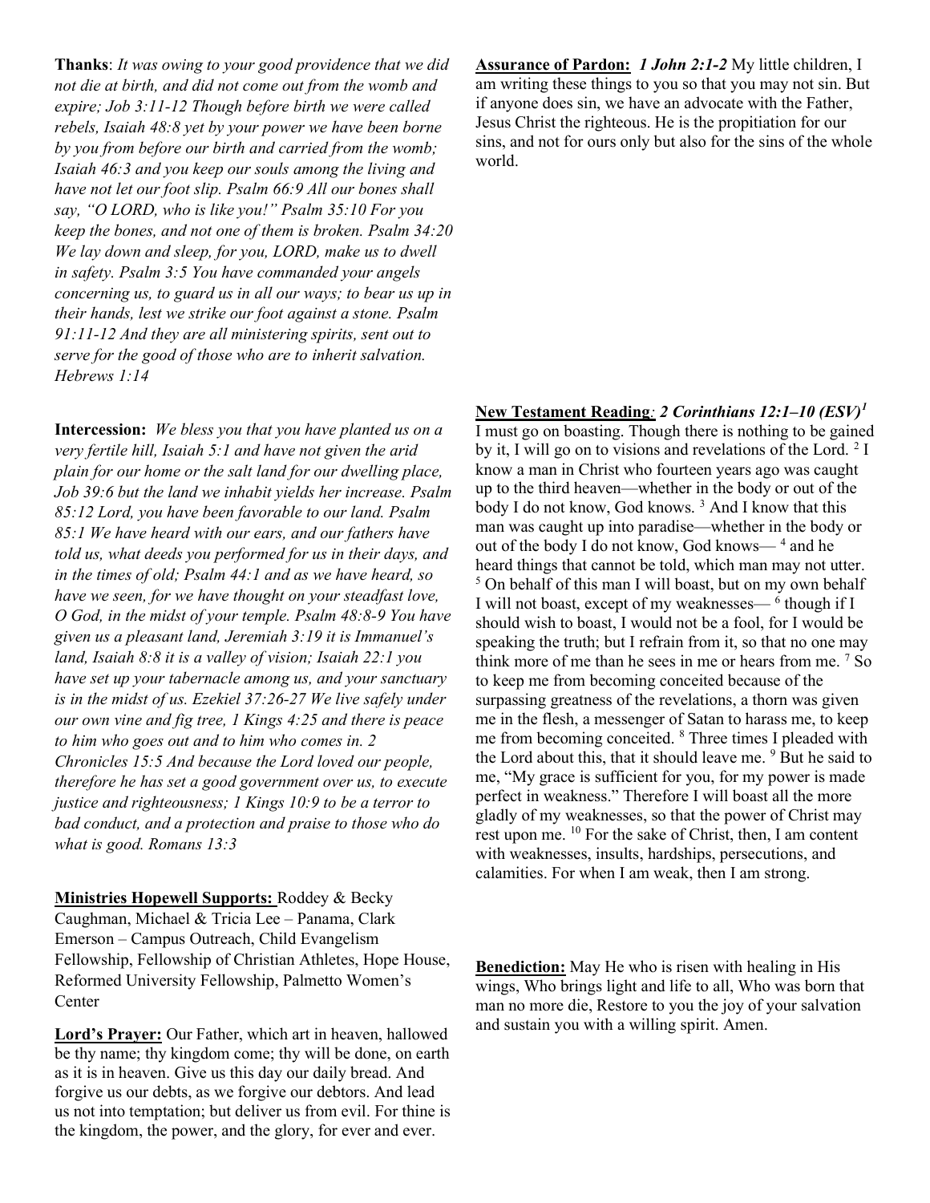**Thanks**: *It was owing to your good providence that we did not die at birth, and did not come out from the womb and expire; Job 3:11-12 Though before birth we were called rebels, Isaiah 48:8 yet by your power we have been borne by you from before our birth and carried from the womb; Isaiah 46:3 and you keep our souls among the living and have not let our foot slip. Psalm 66:9 All our bones shall say, "O LORD, who is like you!" Psalm 35:10 For you keep the bones, and not one of them is broken. Psalm 34:20 We lay down and sleep, for you, LORD, make us to dwell in safety. Psalm 3:5 You have commanded your angels concerning us, to guard us in all our ways; to bear us up in their hands, lest we strike our foot against a stone. Psalm 91:11-12 And they are all ministering spirits, sent out to serve for the good of those who are to inherit salvation. Hebrews 1:14*

**Intercession:** *We bless you that you have planted us on a very fertile hill, Isaiah 5:1 and have not given the arid plain for our home or the salt land for our dwelling place, Job 39:6 but the land we inhabit yields her increase. Psalm 85:12 Lord, you have been favorable to our land. Psalm 85:1 We have heard with our ears, and our fathers have told us, what deeds you performed for us in their days, and in the times of old; Psalm 44:1 and as we have heard, so have we seen, for we have thought on your steadfast love, O God, in the midst of your temple. Psalm 48:8-9 You have given us a pleasant land, Jeremiah 3:19 it is Immanuel's land, Isaiah 8:8 it is a valley of vision; Isaiah 22:1 you have set up your tabernacle among us, and your sanctuary is in the midst of us. Ezekiel 37:26-27 We live safely under our own vine and fig tree, 1 Kings 4:25 and there is peace to him who goes out and to him who comes in. 2 Chronicles 15:5 And because the Lord loved our people, therefore he has set a good government over us, to execute justice and righteousness; 1 Kings 10:9 to be a terror to bad conduct, and a protection and praise to those who do what is good. Romans 13:3*

**Ministries Hopewell Supports:** Roddey & Becky Caughman, Michael & Tricia Lee – Panama, Clark Emerson – Campus Outreach, Child Evangelism Fellowship, Fellowship of Christian Athletes, Hope House, Reformed University Fellowship, Palmetto Women's Center

**Lord's Prayer:** Our Father, which art in heaven, hallowed be thy name; thy kingdom come; thy will be done, on earth as it is in heaven. Give us this day our daily bread. And forgive us our debts, as we forgive our debtors. And lead us not into temptation; but deliver us from evil. For thine is the kingdom, the power, and the glory, for ever and ever.

**Assurance of Pardon:** ***1 John 2:1-2*** My little children, I am writing these things to you so that you may not sin. But if anyone does sin, we have an advocate with the Father, Jesus Christ the righteous. He is the propitiation for our sins, and not for ours only but also for the sins of the whole world.

**New Testament Reading**: ***2 Corinthians 12:1–10 (ESV)***[1]

I must go on boasting. Though there is nothing to be gained by it, I will go on to visions and revelations of the Lord. [2] I know a man in Christ who fourteen years ago was caught up to the third heaven—whether in the body or out of the body I do not know, God knows. [3] And I know that this man was caught up into paradise—whether in the body or out of the body I do not know, God knows— [4] and he heard things that cannot be told, which man may not utter. [5] On behalf of this man I will boast, but on my own behalf I will not boast, except of my weaknesses— [6] though if I should wish to boast, I would not be a fool, for I would be speaking the truth; but I refrain from it, so that no one may think more of me than he sees in me or hears from me. [7] So to keep me from becoming conceited because of the surpassing greatness of the revelations, a thorn was given me in the flesh, a messenger of Satan to harass me, to keep me from becoming conceited. [8] Three times I pleaded with the Lord about this, that it should leave me. [9] But he said to me, "My grace is sufficient for you, for my power is made perfect in weakness." Therefore I will boast all the more gladly of my weaknesses, so that the power of Christ may rest upon me. [10] For the sake of Christ, then, I am content with weaknesses, insults, hardships, persecutions, and calamities. For when I am weak, then I am strong.

**Benediction:** May He who is risen with healing in His wings, Who brings light and life to all, Who was born that man no more die, Restore to you the joy of your salvation and sustain you with a willing spirit. Amen.